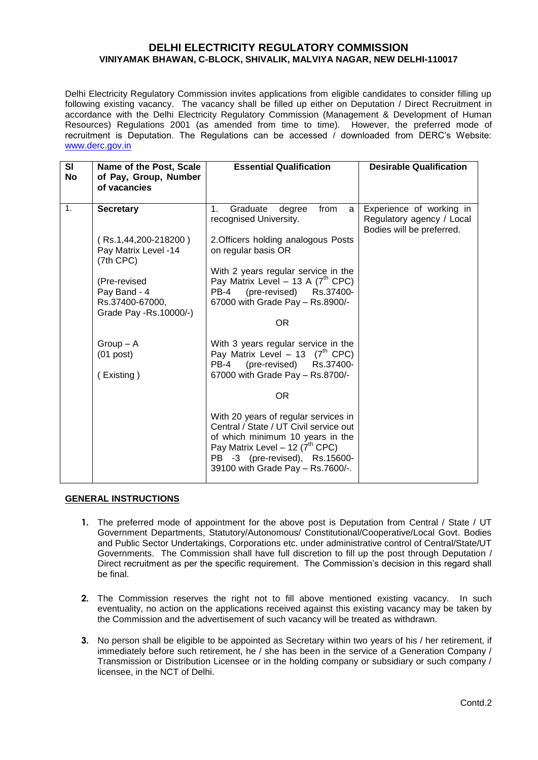# DELHI ELECTRICITY REGULATORY COMMISSION

## VINIYAMAK BHAWAN, C-BLOCK, SHIVALIK, MALVIYA NAGAR, NEW DELHI-110017

Delhi Electricity Regulatory Commission invites applications from eligible candidates to consider filling up following existing vacancy. The vacancy shall be filled up either on Deputation / Direct Recruitment in accordance with the Delhi Electricity Regulatory Commission (Management & Development of Human Resources) Regulations 2001 (as amended from time to time). However, the preferred mode of recruitment is Deputation. The Regulations can be accessed / downloaded from DERC's Website: www.derc.gov.in

| Sl No | Name of the Post, Scale of Pay, Group, Number of vacancies | Essential Qualification | Desirable Qualification |
|---|---|---|---|
| 1. | **Secretary**<br><br>( Rs.1,44,200-218200 ) Pay Matrix Level -14 (7th CPC)<br><br>(Pre-revised Pay Band - 4 Rs.37400-67000, Grade Pay -Rs.10000/-)<br><br>Group – A<br>(01 post)<br><br>( Existing ) | 1. Graduate degree from a recognised University.<br><br>2.Officers holding analogous Posts on regular basis OR<br><br>With 2 years regular service in the Pay Matrix Level – 13 A (7th CPC) PB-4 (pre-revised) Rs.37400-67000 with Grade Pay – Rs.8900/-<br><br>OR<br><br>With 3 years regular service in the Pay Matrix Level – 13 (7th CPC) PB-4 (pre-revised) Rs.37400-67000 with Grade Pay – Rs.8700/-<br><br>OR<br><br>With 20 years of regular services in Central / State / UT Civil service out of which minimum 10 years in the Pay Matrix Level – 12 (7th CPC) PB -3 (pre-revised), Rs.15600-39100 with Grade Pay – Rs.7600/-. | Experience of working in Regulatory agency / Local Bodies will be preferred. |

## GENERAL INSTRUCTIONS

1. The preferred mode of appointment for the above post is Deputation from Central / State / UT Government Departments, Statutory/Autonomous/ Constitutional/Cooperative/Local Govt. Bodies and Public Sector Undertakings, Corporations etc. under administrative control of Central/State/UT Governments. The Commission shall have full discretion to fill up the post through Deputation / Direct recruitment as per the specific requirement. The Commission's decision in this regard shall be final.

2. The Commission reserves the right not to fill above mentioned existing vacancy. In such eventuality, no action on the applications received against this existing vacancy may be taken by the Commission and the advertisement of such vacancy will be treated as withdrawn.

3. No person shall be eligible to be appointed as Secretary within two years of his / her retirement, if immediately before such retirement, he / she has been in the service of a Generation Company / Transmission or Distribution Licensee or in the holding company or subsidiary or such company / licensee, in the NCT of Delhi.

Contd.2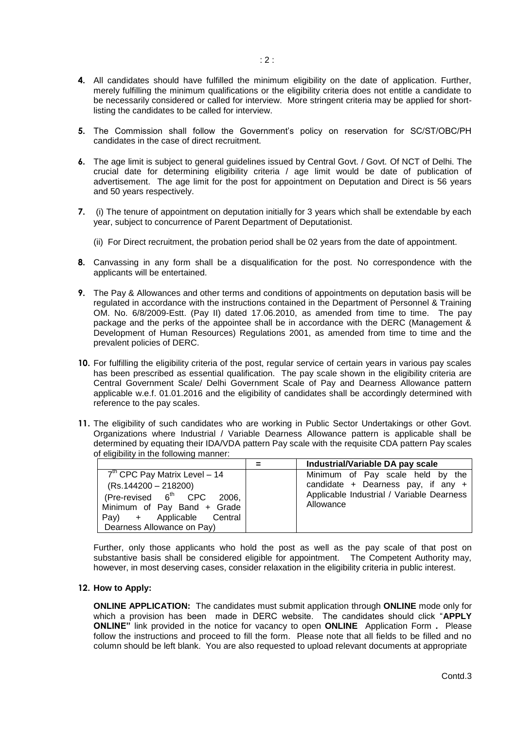**4.** All candidates should have fulfilled the minimum eligibility on the date of application. Further, merely fulfilling the minimum qualifications or the eligibility criteria does not entitle a candidate to be necessarily considered or called for interview. More stringent criteria may be applied for short-listing the candidates to be called for interview.

**5.** The Commission shall follow the Government's policy on reservation for SC/ST/OBC/PH candidates in the case of direct recruitment.

**6.** The age limit is subject to general guidelines issued by Central Govt. / Govt. Of NCT of Delhi. The crucial date for determining eligibility criteria / age limit would be date of publication of advertisement. The age limit for the post for appointment on Deputation and Direct is 56 years and 50 years respectively.

**7.** (i) The tenure of appointment on deputation initially for 3 years which shall be extendable by each year, subject to concurrence of Parent Department of Deputationist.

(ii) For Direct recruitment, the probation period shall be 02 years from the date of appointment.

**8.** Canvassing in any form shall be a disqualification for the post. No correspondence with the applicants will be entertained.

**9.** The Pay & Allowances and other terms and conditions of appointments on deputation basis will be regulated in accordance with the instructions contained in the Department of Personnel & Training OM. No. 6/8/2009-Estt. (Pay II) dated 17.06.2010, as amended from time to time. The pay package and the perks of the appointee shall be in accordance with the DERC (Management & Development of Human Resources) Regulations 2001, as amended from time to time and the prevalent policies of DERC.

**10.** For fulfilling the eligibility criteria of the post, regular service of certain years in various pay scales has been prescribed as essential qualification. The pay scale shown in the eligibility criteria are Central Government Scale/ Delhi Government Scale of Pay and Dearness Allowance pattern applicable w.e.f. 01.01.2016 and the eligibility of candidates shall be accordingly determined with reference to the pay scales.

**11.** The eligibility of such candidates who are working in Public Sector Undertakings or other Govt. Organizations where Industrial / Variable Dearness Allowance pattern is applicable shall be determined by equating their IDA/VDA pattern Pay scale with the requisite CDA pattern Pay scales of eligibility in the following manner:

| | = | **Industrial/Variable DA pay scale** |
|---|---|---|
| 7th CPC Pay Matrix Level – 14 (Rs.144200 – 218200) (Pre-revised 6th CPC 2006, Minimum of Pay Band + Grade Pay) + Applicable Central Dearness Allowance on Pay) | | Minimum of Pay scale held by the candidate + Dearness pay, if any + Applicable Industrial / Variable Dearness Allowance |

Further, only those applicants who hold the post as well as the pay scale of that post on substantive basis shall be considered eligible for appointment. The Competent Authority may, however, in most deserving cases, consider relaxation in the eligibility criteria in public interest.

**12. How to Apply:**

**ONLINE APPLICATION:** The candidates must submit application through **ONLINE** mode only for which a provision has been made in DERC website. The candidates should click "**APPLY ONLINE"** link provided in the notice for vacancy to open **ONLINE** Application Form **.** Please follow the instructions and proceed to fill the form. Please note that all fields to be filled and no column should be left blank. You are also requested to upload relevant documents at appropriate

Contd.3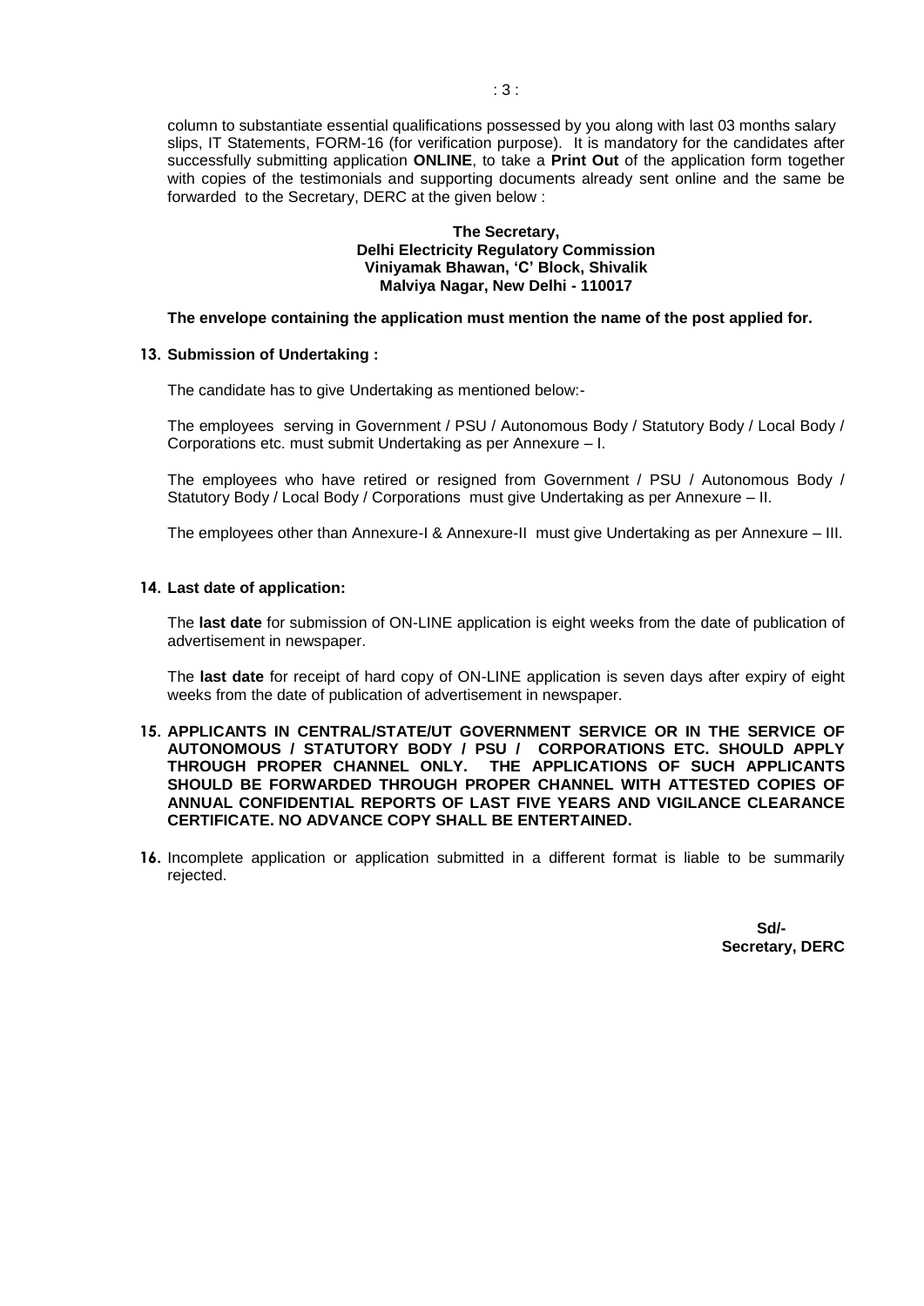column to substantiate essential qualifications possessed by you along with last 03 months salary slips, IT Statements, FORM-16 (for verification purpose). It is mandatory for the candidates after successfully submitting application **ONLINE**, to take a **Print Out** of the application form together with copies of the testimonials and supporting documents already sent online and the same be forwarded to the Secretary, DERC at the given below :

**The Secretary,**
**Delhi Electricity Regulatory Commission**
**Viniyamak Bhawan, 'C' Block, Shivalik**
**Malviya Nagar, New Delhi - 110017**

**The envelope containing the application must mention the name of the post applied for.**

**13. Submission of Undertaking :**

The candidate has to give Undertaking as mentioned below:-

The employees serving in Government / PSU / Autonomous Body / Statutory Body / Local Body / Corporations etc. must submit Undertaking as per Annexure – I.

The employees who have retired or resigned from Government / PSU / Autonomous Body / Statutory Body / Local Body / Corporations must give Undertaking as per Annexure – II.

The employees other than Annexure-I & Annexure-II must give Undertaking as per Annexure – III.

**14. Last date of application:**

The **last date** for submission of ON-LINE application is eight weeks from the date of publication of advertisement in newspaper.

The **last date** for receipt of hard copy of ON-LINE application is seven days after expiry of eight weeks from the date of publication of advertisement in newspaper.

**15. APPLICANTS IN CENTRAL/STATE/UT GOVERNMENT SERVICE OR IN THE SERVICE OF AUTONOMOUS / STATUTORY BODY / PSU / CORPORATIONS ETC. SHOULD APPLY THROUGH PROPER CHANNEL ONLY. THE APPLICATIONS OF SUCH APPLICANTS SHOULD BE FORWARDED THROUGH PROPER CHANNEL WITH ATTESTED COPIES OF ANNUAL CONFIDENTIAL REPORTS OF LAST FIVE YEARS AND VIGILANCE CLEARANCE CERTIFICATE. NO ADVANCE COPY SHALL BE ENTERTAINED.**

**16.** Incomplete application or application submitted in a different format is liable to be summarily rejected.

**Sd/-**
**Secretary, DERC**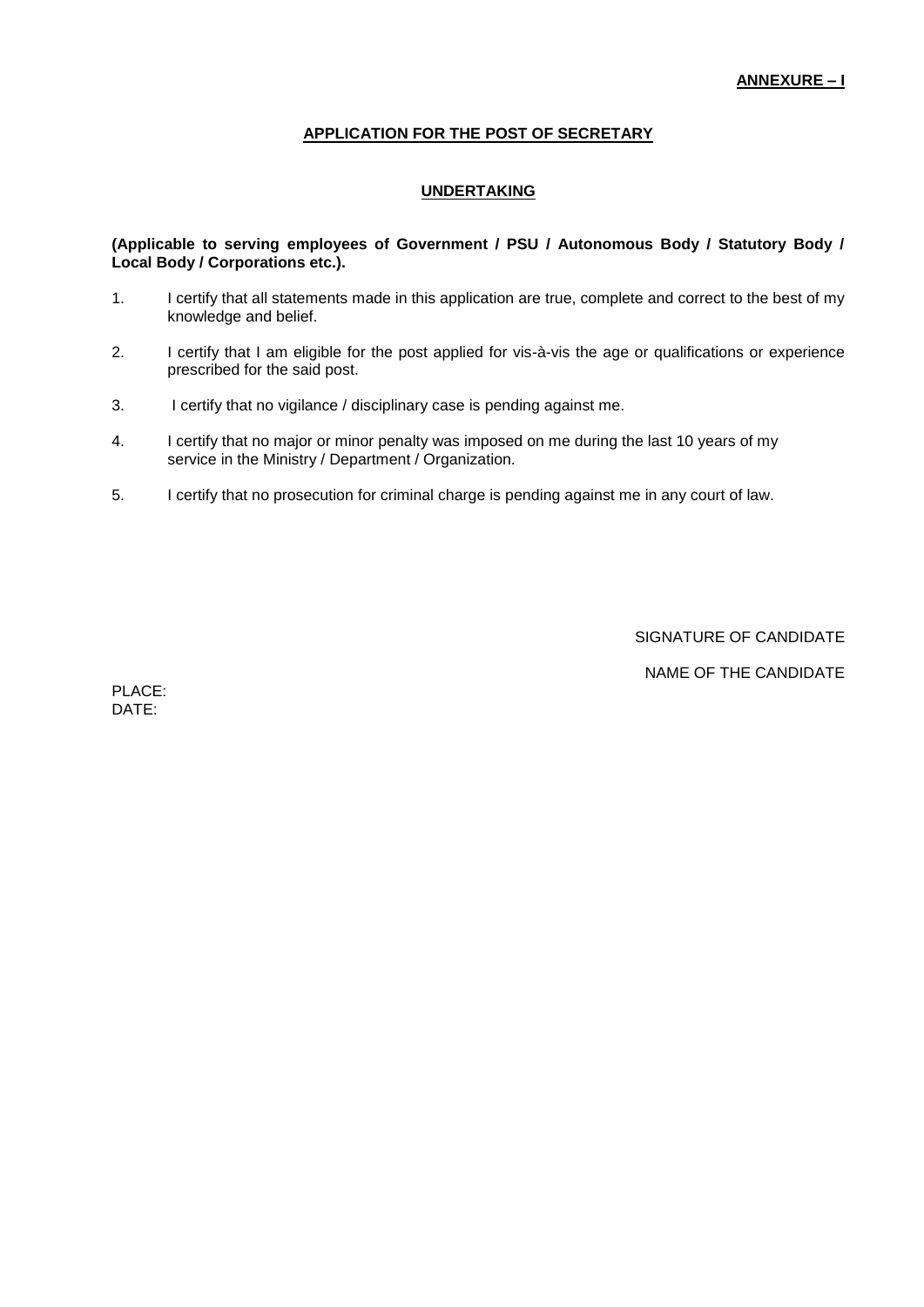**ANNEXURE – I**

## APPLICATION FOR THE POST OF SECRETARY

## UNDERTAKING

**(Applicable to serving employees of Government / PSU / Autonomous Body / Statutory Body / Local Body / Corporations etc.).**

1. I certify that all statements made in this application are true, complete and correct to the best of my knowledge and belief.
2. I certify that I am eligible for the post applied for vis-à-vis the age or qualifications or experience prescribed for the said post.
3. I certify that no vigilance / disciplinary case is pending against me.
4. I certify that no major or minor penalty was imposed on me during the last 10 years of my service in the Ministry / Department / Organization.
5. I certify that no prosecution for criminal charge is pending against me in any court of law.

SIGNATURE OF CANDIDATE

NAME OF THE CANDIDATE

PLACE:
DATE: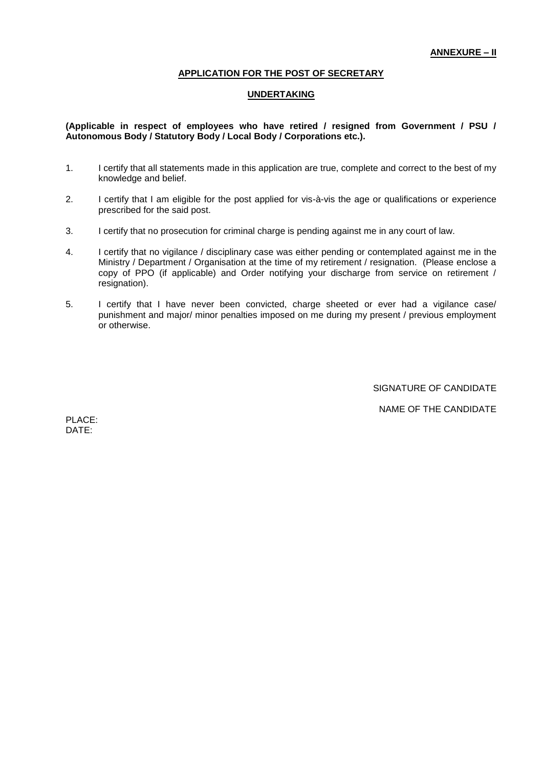**ANNEXURE – II**

**APPLICATION FOR THE POST OF SECRETARY**

**UNDERTAKING**

**(Applicable in respect of employees who have retired / resigned from Government / PSU / Autonomous Body / Statutory Body / Local Body / Corporations etc.).**

1. I certify that all statements made in this application are true, complete and correct to the best of my knowledge and belief.

2. I certify that I am eligible for the post applied for vis-à-vis the age or qualifications or experience prescribed for the said post.

3. I certify that no prosecution for criminal charge is pending against me in any court of law.

4. I certify that no vigilance / disciplinary case was either pending or contemplated against me in the Ministry / Department / Organisation at the time of my retirement / resignation. (Please enclose a copy of PPO (if applicable) and Order notifying your discharge from service on retirement / resignation).

5. I certify that I have never been convicted, charge sheeted or ever had a vigilance case/ punishment and major/ minor penalties imposed on me during my present / previous employment or otherwise.

SIGNATURE OF CANDIDATE

NAME OF THE CANDIDATE

PLACE:
DATE: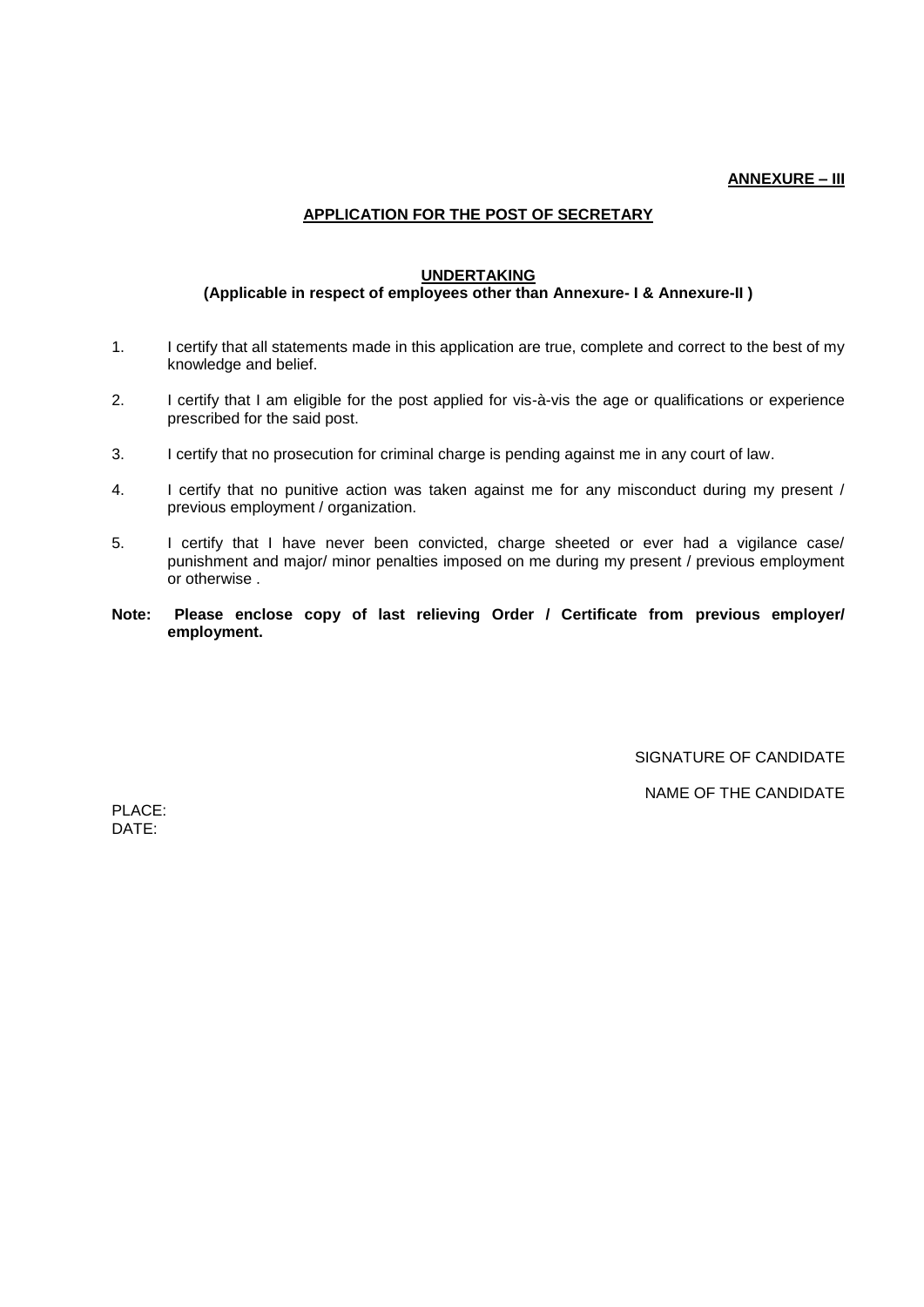**ANNEXURE – III**

**APPLICATION FOR THE POST OF SECRETARY**

**UNDERTAKING**
**(Applicable in respect of employees other than Annexure- I & Annexure-II )**

1. I certify that all statements made in this application are true, complete and correct to the best of my knowledge and belief.

2. I certify that I am eligible for the post applied for vis-à-vis the age or qualifications or experience prescribed for the said post.

3. I certify that no prosecution for criminal charge is pending against me in any court of law.

4. I certify that no punitive action was taken against me for any misconduct during my present / previous employment / organization.

5. I certify that I have never been convicted, charge sheeted or ever had a vigilance case/ punishment and major/ minor penalties imposed on me during my present / previous employment or otherwise .

**Note: Please enclose copy of last relieving Order / Certificate from previous employer/ employment.**

SIGNATURE OF CANDIDATE

NAME OF THE CANDIDATE

PLACE:
DATE: